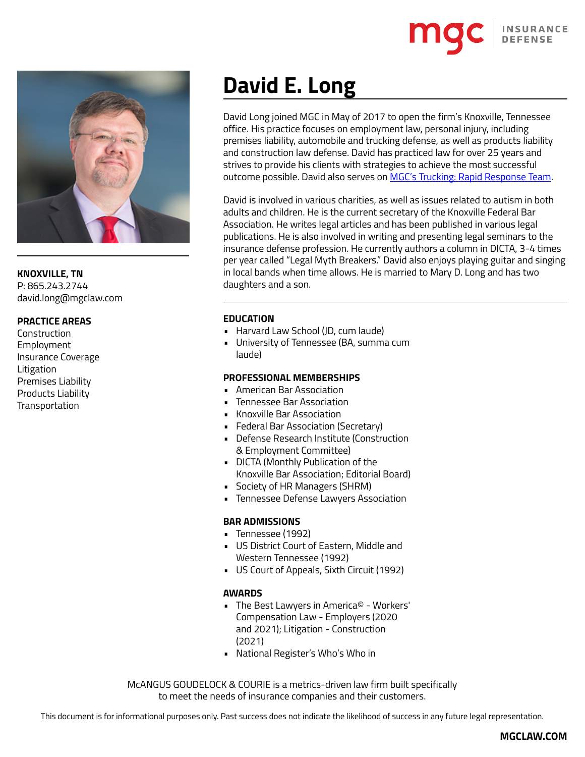# David E. Long

David Long joined MGC in May of 2017 to open the firm's Knoxville, Tennessee office. His practice focuses on employment law, personal injury, including premises liability, automobile and trucking defense, as well as products liability and construction law defense. David has practiced law for over 25 years and strives to provide his clients with strategies to achieve the most successful outcome possible. David also serves on [MGC's Trucking: Rapid Response Team](#).

David is involved in various charities, as well as issues related to autism in both adults and children. He is the current secretary of the Knoxville Federal Bar Association. He writes legal articles and has been published in various legal publications. He is also involved in writing and presenting legal seminars to the insurance defense profession. He currently authors a column in DICTA, 3-4 times per year called "Legal Myth Breakers." David also enjoys playing guitar and singing in local bands when time allows. He is married to Mary D. Long and has two daughters and a son.

**KNOXVILLE, TN**
P: 865.243.2744
david.long@mgclaw.com

**PRACTICE AREAS**

Construction
Employment
Insurance Coverage
Litigation
Premises Liability
Products Liability
Transportation

## EDUCATION

- Harvard Law School (JD, cum laude)
- University of Tennessee (BA, summa cum laude)

## PROFESSIONAL MEMBERSHIPS

- American Bar Association
- Tennessee Bar Association
- Knoxville Bar Association
- Federal Bar Association (Secretary)
- Defense Research Institute (Construction & Employment Committee)
- DICTA (Monthly Publication of the Knoxville Bar Association; Editorial Board)
- Society of HR Managers (SHRM)
- Tennessee Defense Lawyers Association

## BAR ADMISSIONS

- Tennessee (1992)
- US District Court of Eastern, Middle and Western Tennessee (1992)
- US Court of Appeals, Sixth Circuit (1992)

## AWARDS

- The Best Lawyers in America© - Workers' Compensation Law - Employers (2020 and 2021); Litigation - Construction (2021)
- National Register's Who's Who in

McANGUS GOUDELOCK & COURIE is a metrics-driven law firm built specifically to meet the needs of insurance companies and their customers.

This document is for informational purposes only. Past success does not indicate the likelihood of success in any future legal representation.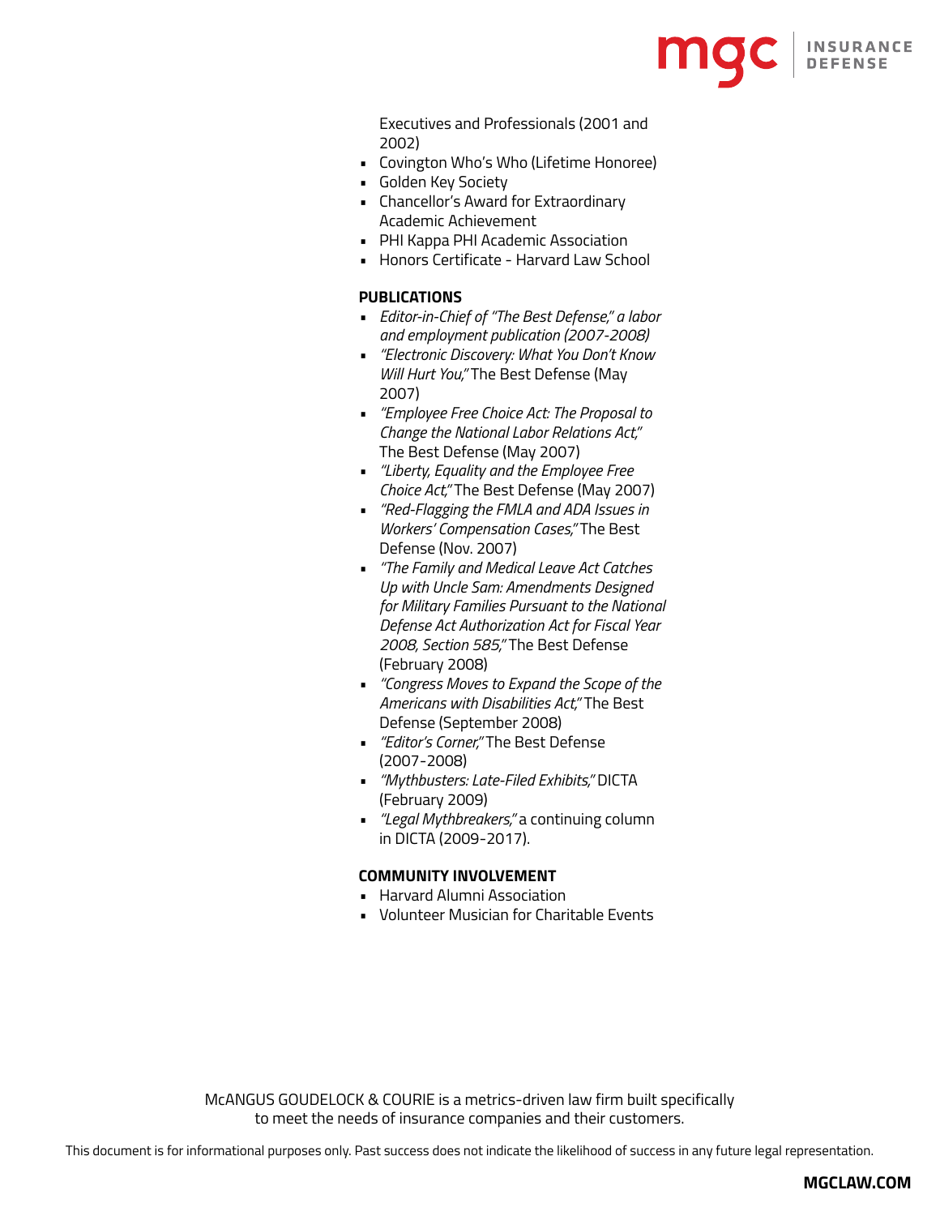Executives and Professionals (2001 and 2002)

- Covington Who's Who (Lifetime Honoree)
- Golden Key Society
- Chancellor's Award for Extraordinary Academic Achievement
- PHI Kappa PHI Academic Association
- Honors Certificate - Harvard Law School

**PUBLICATIONS**

- *Editor-in-Chief of "The Best Defense," a labor and employment publication (2007-2008)*
- *"Electronic Discovery: What You Don't Know Will Hurt You,"* The Best Defense (May 2007)
- *"Employee Free Choice Act: The Proposal to Change the National Labor Relations Act,"* The Best Defense (May 2007)
- *"Liberty, Equality and the Employee Free Choice Act,"* The Best Defense (May 2007)
- *"Red-Flagging the FMLA and ADA Issues in Workers' Compensation Cases,"* The Best Defense (Nov. 2007)
- *"The Family and Medical Leave Act Catches Up with Uncle Sam: Amendments Designed for Military Families Pursuant to the National Defense Act Authorization Act for Fiscal Year 2008, Section 585,"* The Best Defense (February 2008)
- *"Congress Moves to Expand the Scope of the Americans with Disabilities Act,"* The Best Defense (September 2008)
- *"Editor's Corner,"* The Best Defense (2007-2008)
- *"Mythbusters: Late-Filed Exhibits,"* DICTA (February 2009)
- *"Legal Mythbreakers,"* a continuing column in DICTA (2009-2017).

**COMMUNITY INVOLVEMENT**

- Harvard Alumni Association
- Volunteer Musician for Charitable Events

McANGUS GOUDELOCK & COURIE is a metrics-driven law firm built specifically to meet the needs of insurance companies and their customers.

This document is for informational purposes only. Past success does not indicate the likelihood of success in any future legal representation.